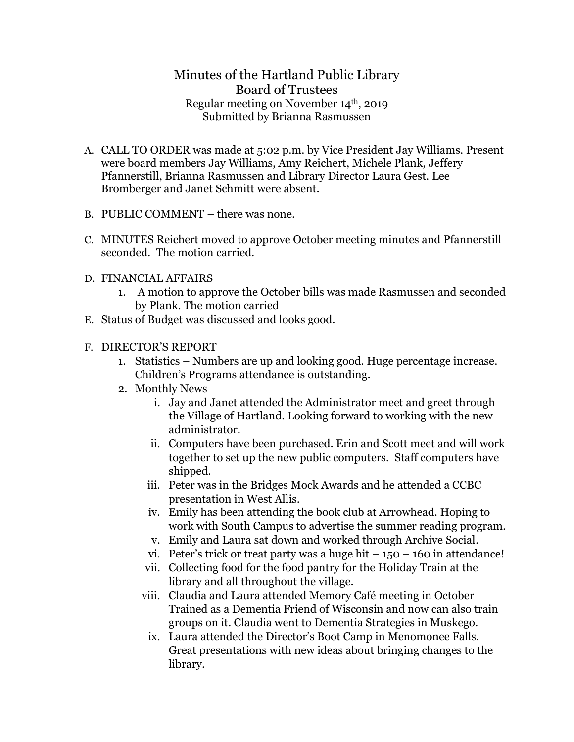# Minutes of the Hartland Public Library Board of Trustees

Regular meeting on November 14th, 2019
Submitted by Brianna Rasmussen

A. CALL TO ORDER was made at 5:02 p.m. by Vice President Jay Williams. Present were board members Jay Williams, Amy Reichert, Michele Plank, Jeffery Pfannerstill, Brianna Rasmussen and Library Director Laura Gest. Lee Bromberger and Janet Schmitt were absent.

B. PUBLIC COMMENT – there was none.

C. MINUTES Reichert moved to approve October meeting minutes and Pfannerstill seconded. The motion carried.

D. FINANCIAL AFFAIRS
   1. A motion to approve the October bills was made Rasmussen and seconded by Plank. The motion carried

E. Status of Budget was discussed and looks good.

F. DIRECTOR'S REPORT
   1. Statistics – Numbers are up and looking good. Huge percentage increase. Children's Programs attendance is outstanding.
   2. Monthly News
      i. Jay and Janet attended the Administrator meet and greet through the Village of Hartland. Looking forward to working with the new administrator.
      ii. Computers have been purchased. Erin and Scott meet and will work together to set up the new public computers. Staff computers have shipped.
      iii. Peter was in the Bridges Mock Awards and he attended a CCBC presentation in West Allis.
      iv. Emily has been attending the book club at Arrowhead. Hoping to work with South Campus to advertise the summer reading program.
      v. Emily and Laura sat down and worked through Archive Social.
      vi. Peter's trick or treat party was a huge hit – 150 – 160 in attendance!
      vii. Collecting food for the food pantry for the Holiday Train at the library and all throughout the village.
      viii. Claudia and Laura attended Memory Café meeting in October Trained as a Dementia Friend of Wisconsin and now can also train groups on it. Claudia went to Dementia Strategies in Muskego.
      ix. Laura attended the Director's Boot Camp in Menomonee Falls. Great presentations with new ideas about bringing changes to the library.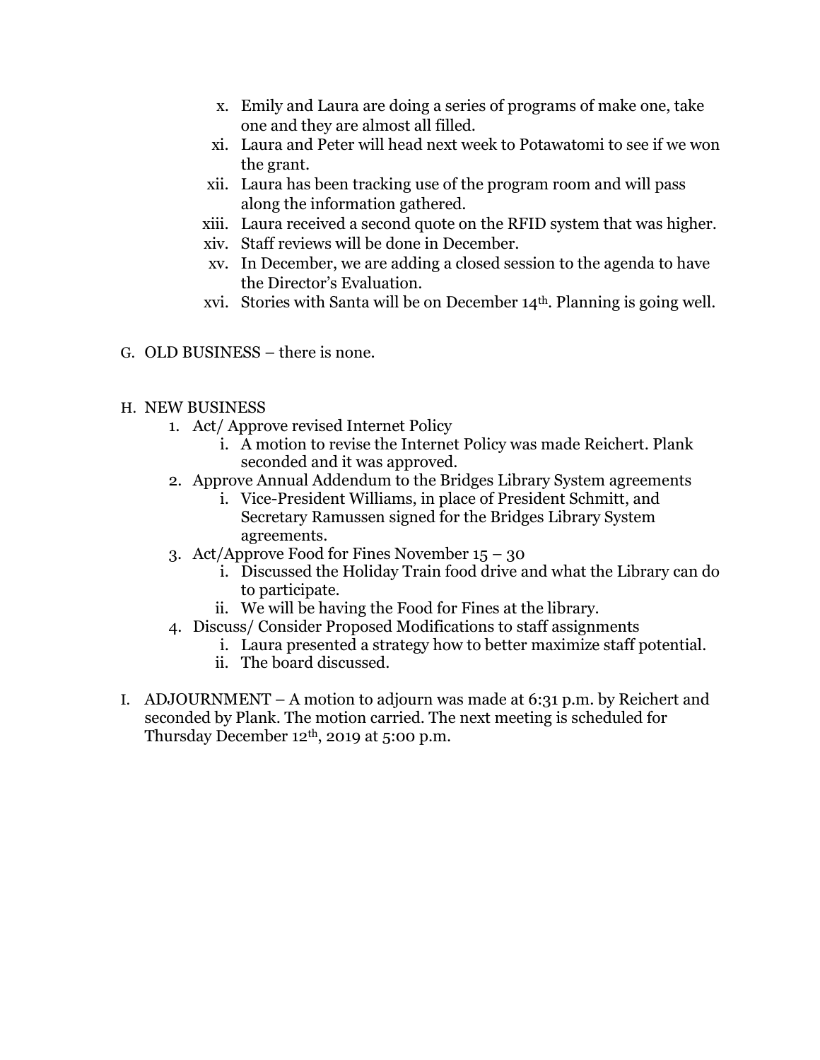x. Emily and Laura are doing a series of programs of make one, take one and they are almost all filled.
xi. Laura and Peter will head next week to Potawatomi to see if we won the grant.
xii. Laura has been tracking use of the program room and will pass along the information gathered.
xiii. Laura received a second quote on the RFID system that was higher.
xiv. Staff reviews will be done in December.
xv. In December, we are adding a closed session to the agenda to have the Director's Evaluation.
xvi. Stories with Santa will be on December 14th. Planning is going well.

G. OLD BUSINESS – there is none.

H. NEW BUSINESS

1. Act/ Approve revised Internet Policy
   i. A motion to revise the Internet Policy was made Reichert. Plank seconded and it was approved.
2. Approve Annual Addendum to the Bridges Library System agreements
   i. Vice-President Williams, in place of President Schmitt, and Secretary Ramussen signed for the Bridges Library System agreements.
3. Act/Approve Food for Fines November 15 – 30
   i. Discussed the Holiday Train food drive and what the Library can do to participate.
   ii. We will be having the Food for Fines at the library.
4. Discuss/ Consider Proposed Modifications to staff assignments
   i. Laura presented a strategy how to better maximize staff potential.
   ii. The board discussed.

I. ADJOURNMENT – A motion to adjourn was made at 6:31 p.m. by Reichert and seconded by Plank. The motion carried. The next meeting is scheduled for Thursday December 12th, 2019 at 5:00 p.m.